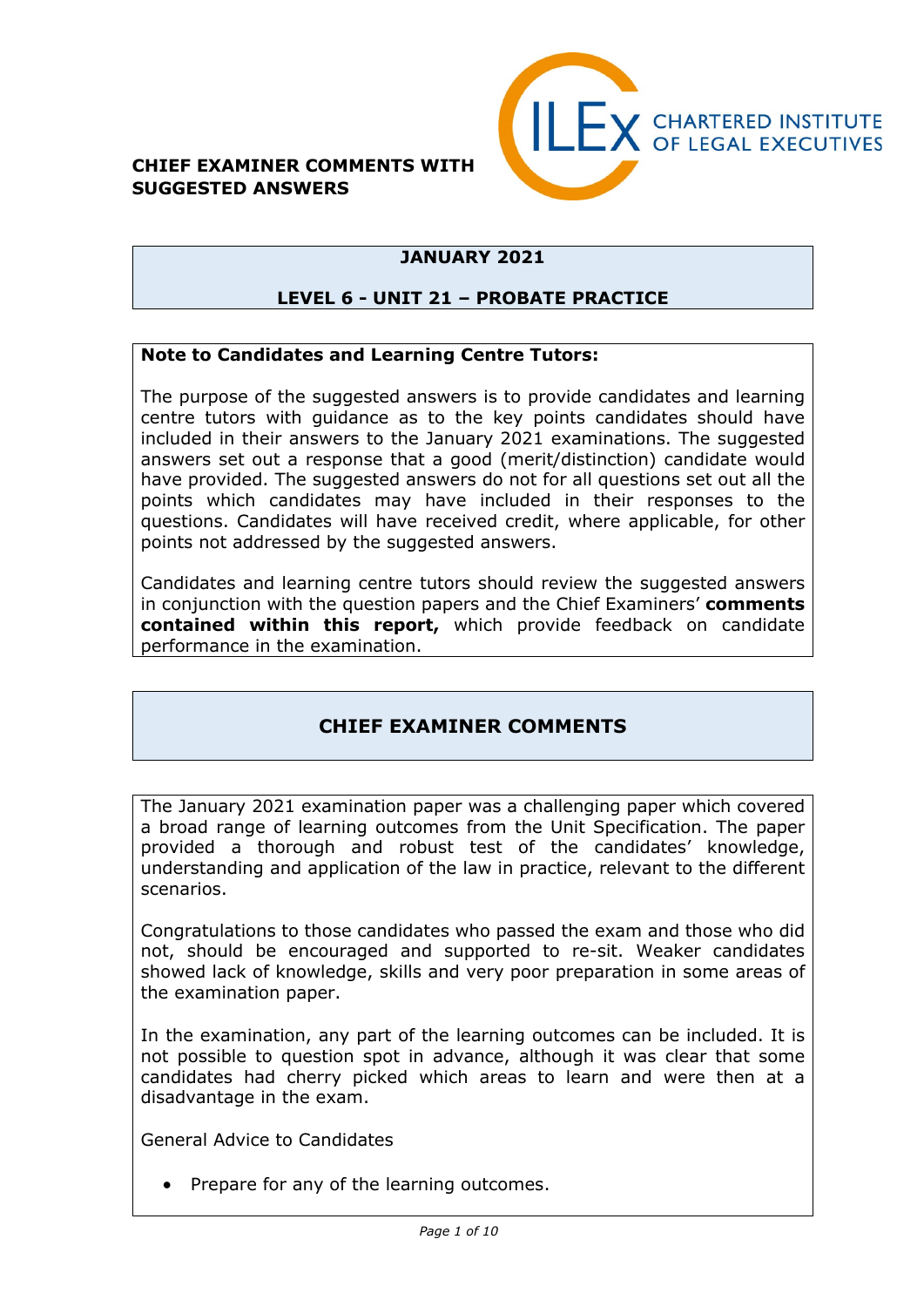**CHIEF EXAMINER COMMENTS WITH SUGGESTED ANSWERS**

CHARTERED INSTITUTE OF LEGAL EXECUTIVES

## JANUARY 2021

## LEVEL 6 - UNIT 21 – PROBATE PRACTICE

**Note to Candidates and Learning Centre Tutors:**

The purpose of the suggested answers is to provide candidates and learning centre tutors with guidance as to the key points candidates should have included in their answers to the January 2021 examinations. The suggested answers set out a response that a good (merit/distinction) candidate would have provided. The suggested answers do not for all questions set out all the points which candidates may have included in their responses to the questions. Candidates will have received credit, where applicable, for other points not addressed by the suggested answers.

Candidates and learning centre tutors should review the suggested answers in conjunction with the question papers and the Chief Examiners' **comments contained within this report,** which provide feedback on candidate performance in the examination.

## CHIEF EXAMINER COMMENTS

The January 2021 examination paper was a challenging paper which covered a broad range of learning outcomes from the Unit Specification. The paper provided a thorough and robust test of the candidates' knowledge, understanding and application of the law in practice, relevant to the different scenarios.

Congratulations to those candidates who passed the exam and those who did not, should be encouraged and supported to re-sit. Weaker candidates showed lack of knowledge, skills and very poor preparation in some areas of the examination paper.

In the examination, any part of the learning outcomes can be included. It is not possible to question spot in advance, although it was clear that some candidates had cherry picked which areas to learn and were then at a disadvantage in the exam.

General Advice to Candidates

- Prepare for any of the learning outcomes.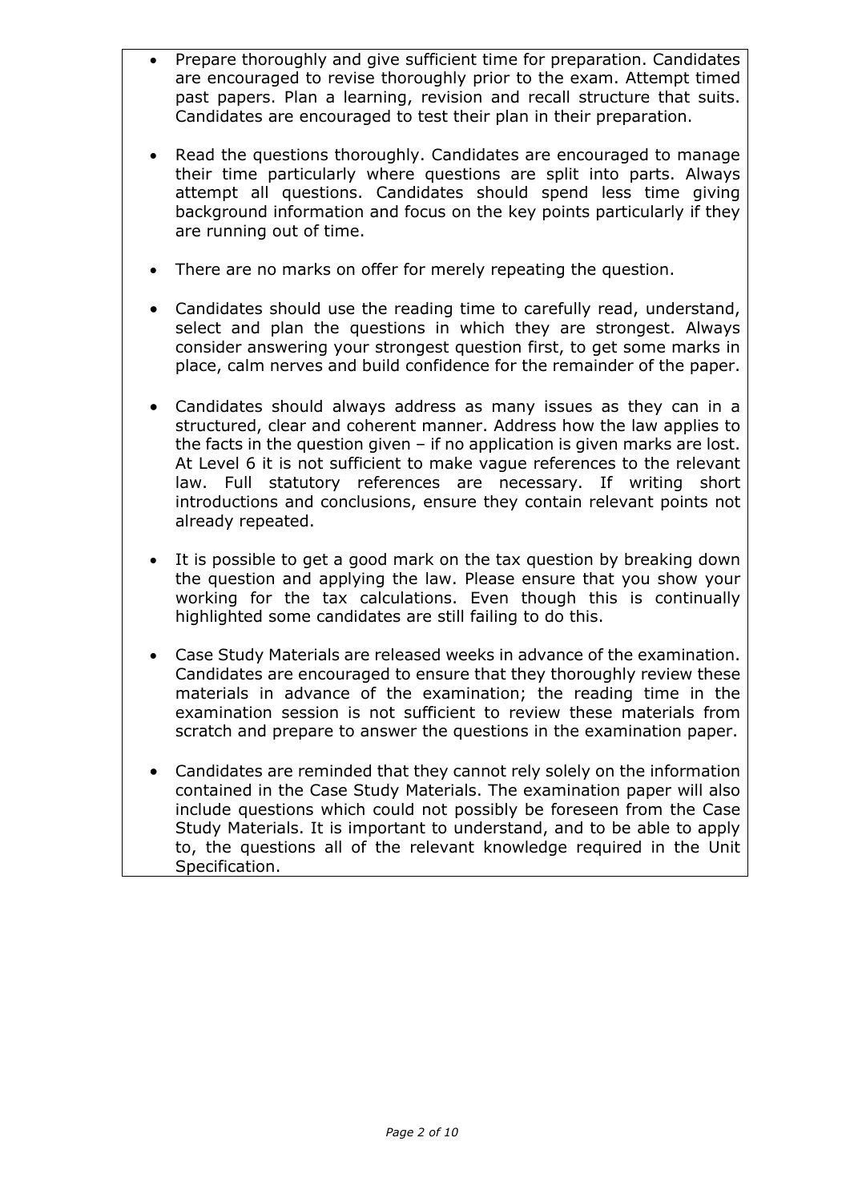- Prepare thoroughly and give sufficient time for preparation. Candidates are encouraged to revise thoroughly prior to the exam. Attempt timed past papers. Plan a learning, revision and recall structure that suits. Candidates are encouraged to test their plan in their preparation.

- Read the questions thoroughly. Candidates are encouraged to manage their time particularly where questions are split into parts. Always attempt all questions. Candidates should spend less time giving background information and focus on the key points particularly if they are running out of time.

- There are no marks on offer for merely repeating the question.

- Candidates should use the reading time to carefully read, understand, select and plan the questions in which they are strongest. Always consider answering your strongest question first, to get some marks in place, calm nerves and build confidence for the remainder of the paper.

- Candidates should always address as many issues as they can in a structured, clear and coherent manner. Address how the law applies to the facts in the question given – if no application is given marks are lost. At Level 6 it is not sufficient to make vague references to the relevant law. Full statutory references are necessary. If writing short introductions and conclusions, ensure they contain relevant points not already repeated.

- It is possible to get a good mark on the tax question by breaking down the question and applying the law. Please ensure that you show your working for the tax calculations. Even though this is continually highlighted some candidates are still failing to do this.

- Case Study Materials are released weeks in advance of the examination. Candidates are encouraged to ensure that they thoroughly review these materials in advance of the examination; the reading time in the examination session is not sufficient to review these materials from scratch and prepare to answer the questions in the examination paper.

- Candidates are reminded that they cannot rely solely on the information contained in the Case Study Materials. The examination paper will also include questions which could not possibly be foreseen from the Case Study Materials. It is important to understand, and to be able to apply to, the questions all of the relevant knowledge required in the Unit Specification.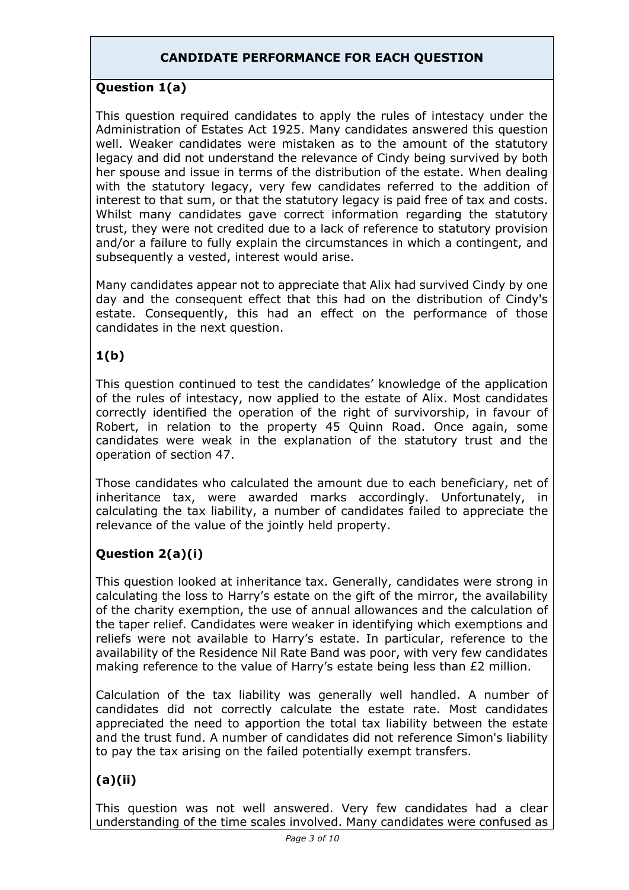## CANDIDATE PERFORMANCE FOR EACH QUESTION

### Question 1(a)

This question required candidates to apply the rules of intestacy under the Administration of Estates Act 1925. Many candidates answered this question well. Weaker candidates were mistaken as to the amount of the statutory legacy and did not understand the relevance of Cindy being survived by both her spouse and issue in terms of the distribution of the estate. When dealing with the statutory legacy, very few candidates referred to the addition of interest to that sum, or that the statutory legacy is paid free of tax and costs. Whilst many candidates gave correct information regarding the statutory trust, they were not credited due to a lack of reference to statutory provision and/or a failure to fully explain the circumstances in which a contingent, and subsequently a vested, interest would arise.

Many candidates appear not to appreciate that Alix had survived Cindy by one day and the consequent effect that this had on the distribution of Cindy's estate. Consequently, this had an effect on the performance of those candidates in the next question.

### 1(b)

This question continued to test the candidates' knowledge of the application of the rules of intestacy, now applied to the estate of Alix. Most candidates correctly identified the operation of the right of survivorship, in favour of Robert, in relation to the property 45 Quinn Road. Once again, some candidates were weak in the explanation of the statutory trust and the operation of section 47.

Those candidates who calculated the amount due to each beneficiary, net of inheritance tax, were awarded marks accordingly. Unfortunately, in calculating the tax liability, a number of candidates failed to appreciate the relevance of the value of the jointly held property.

### Question 2(a)(i)

This question looked at inheritance tax. Generally, candidates were strong in calculating the loss to Harry's estate on the gift of the mirror, the availability of the charity exemption, the use of annual allowances and the calculation of the taper relief. Candidates were weaker in identifying which exemptions and reliefs were not available to Harry's estate. In particular, reference to the availability of the Residence Nil Rate Band was poor, with very few candidates making reference to the value of Harry's estate being less than £2 million.

Calculation of the tax liability was generally well handled. A number of candidates did not correctly calculate the estate rate. Most candidates appreciated the need to apportion the total tax liability between the estate and the trust fund. A number of candidates did not reference Simon's liability to pay the tax arising on the failed potentially exempt transfers.

### (a)(ii)

This question was not well answered. Very few candidates had a clear understanding of the time scales involved. Many candidates were confused as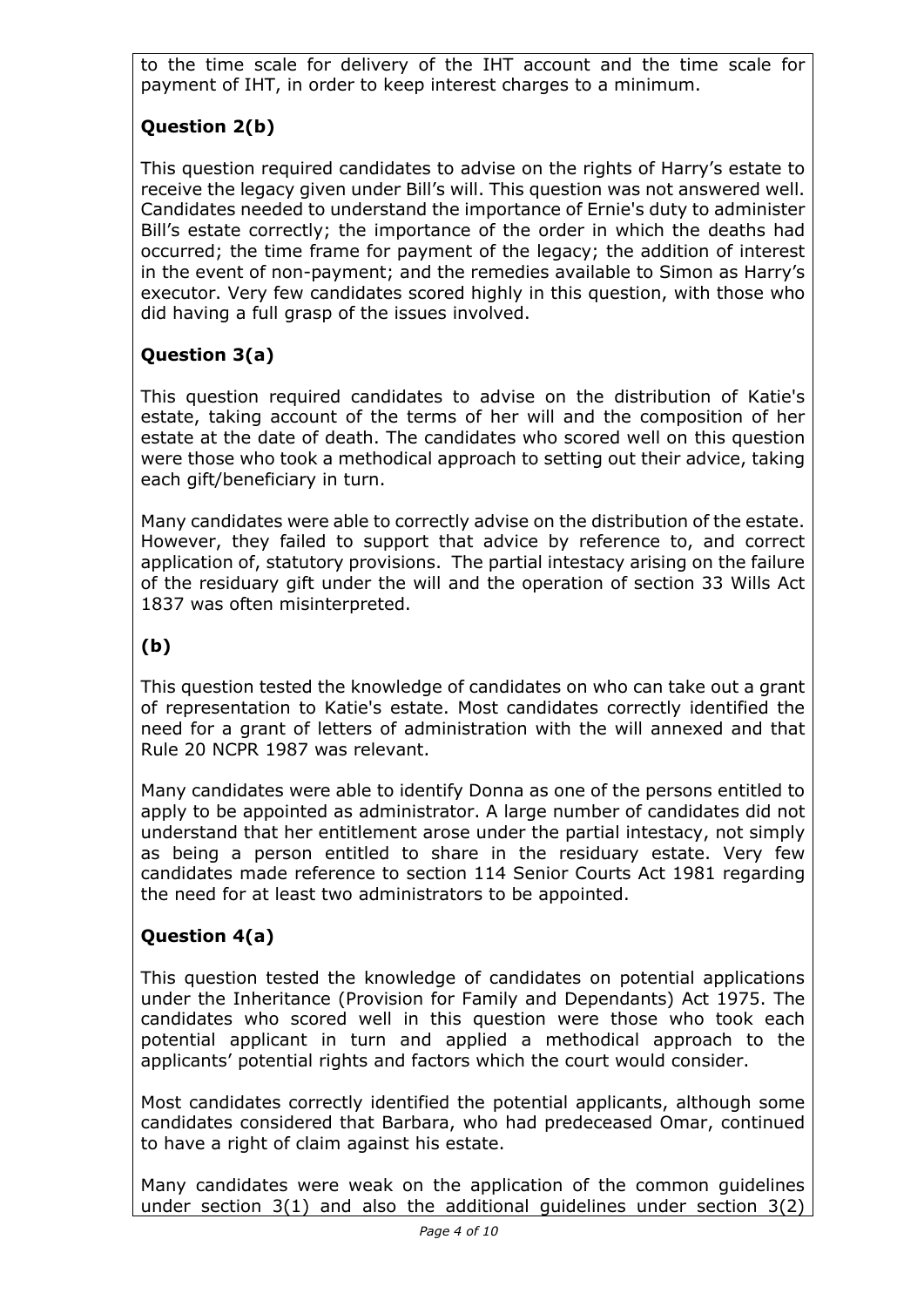to the time scale for delivery of the IHT account and the time scale for payment of IHT, in order to keep interest charges to a minimum.

### Question 2(b)

This question required candidates to advise on the rights of Harry's estate to receive the legacy given under Bill's will. This question was not answered well. Candidates needed to understand the importance of Ernie's duty to administer Bill's estate correctly; the importance of the order in which the deaths had occurred; the time frame for payment of the legacy; the addition of interest in the event of non-payment; and the remedies available to Simon as Harry's executor. Very few candidates scored highly in this question, with those who did having a full grasp of the issues involved.

### Question 3(a)

This question required candidates to advise on the distribution of Katie's estate, taking account of the terms of her will and the composition of her estate at the date of death. The candidates who scored well on this question were those who took a methodical approach to setting out their advice, taking each gift/beneficiary in turn.

Many candidates were able to correctly advise on the distribution of the estate. However, they failed to support that advice by reference to, and correct application of, statutory provisions. The partial intestacy arising on the failure of the residuary gift under the will and the operation of section 33 Wills Act 1837 was often misinterpreted.

### (b)

This question tested the knowledge of candidates on who can take out a grant of representation to Katie's estate. Most candidates correctly identified the need for a grant of letters of administration with the will annexed and that Rule 20 NCPR 1987 was relevant.

Many candidates were able to identify Donna as one of the persons entitled to apply to be appointed as administrator. A large number of candidates did not understand that her entitlement arose under the partial intestacy, not simply as being a person entitled to share in the residuary estate. Very few candidates made reference to section 114 Senior Courts Act 1981 regarding the need for at least two administrators to be appointed.

### Question 4(a)

This question tested the knowledge of candidates on potential applications under the Inheritance (Provision for Family and Dependants) Act 1975. The candidates who scored well in this question were those who took each potential applicant in turn and applied a methodical approach to the applicants' potential rights and factors which the court would consider.

Most candidates correctly identified the potential applicants, although some candidates considered that Barbara, who had predeceased Omar, continued to have a right of claim against his estate.

Many candidates were weak on the application of the common guidelines under section 3(1) and also the additional guidelines under section 3(2)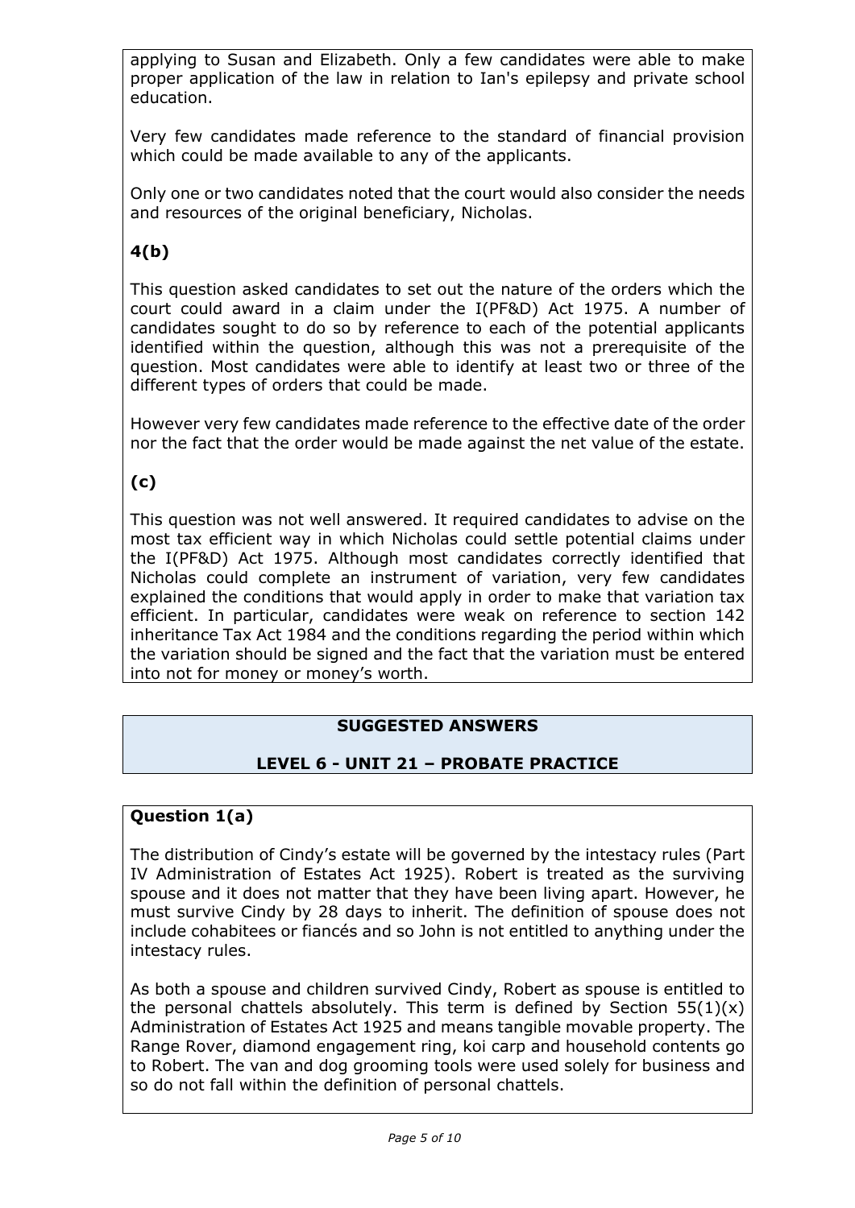applying to Susan and Elizabeth. Only a few candidates were able to make proper application of the law in relation to Ian's epilepsy and private school education.

Very few candidates made reference to the standard of financial provision which could be made available to any of the applicants.

Only one or two candidates noted that the court would also consider the needs and resources of the original beneficiary, Nicholas.

## 4(b)

This question asked candidates to set out the nature of the orders which the court could award in a claim under the I(PF&D) Act 1975. A number of candidates sought to do so by reference to each of the potential applicants identified within the question, although this was not a prerequisite of the question. Most candidates were able to identify at least two or three of the different types of orders that could be made.

However very few candidates made reference to the effective date of the order nor the fact that the order would be made against the net value of the estate.

## (c)

This question was not well answered. It required candidates to advise on the most tax efficient way in which Nicholas could settle potential claims under the I(PF&D) Act 1975. Although most candidates correctly identified that Nicholas could complete an instrument of variation, very few candidates explained the conditions that would apply in order to make that variation tax efficient. In particular, candidates were weak on reference to section 142 inheritance Tax Act 1984 and the conditions regarding the period within which the variation should be signed and the fact that the variation must be entered into not for money or money's worth.

# SUGGESTED ANSWERS

# LEVEL 6 - UNIT 21 – PROBATE PRACTICE

## Question 1(a)

The distribution of Cindy's estate will be governed by the intestacy rules (Part IV Administration of Estates Act 1925). Robert is treated as the surviving spouse and it does not matter that they have been living apart. However, he must survive Cindy by 28 days to inherit. The definition of spouse does not include cohabitees or fiancés and so John is not entitled to anything under the intestacy rules.

As both a spouse and children survived Cindy, Robert as spouse is entitled to the personal chattels absolutely. This term is defined by Section 55(1)(x) Administration of Estates Act 1925 and means tangible movable property. The Range Rover, diamond engagement ring, koi carp and household contents go to Robert. The van and dog grooming tools were used solely for business and so do not fall within the definition of personal chattels.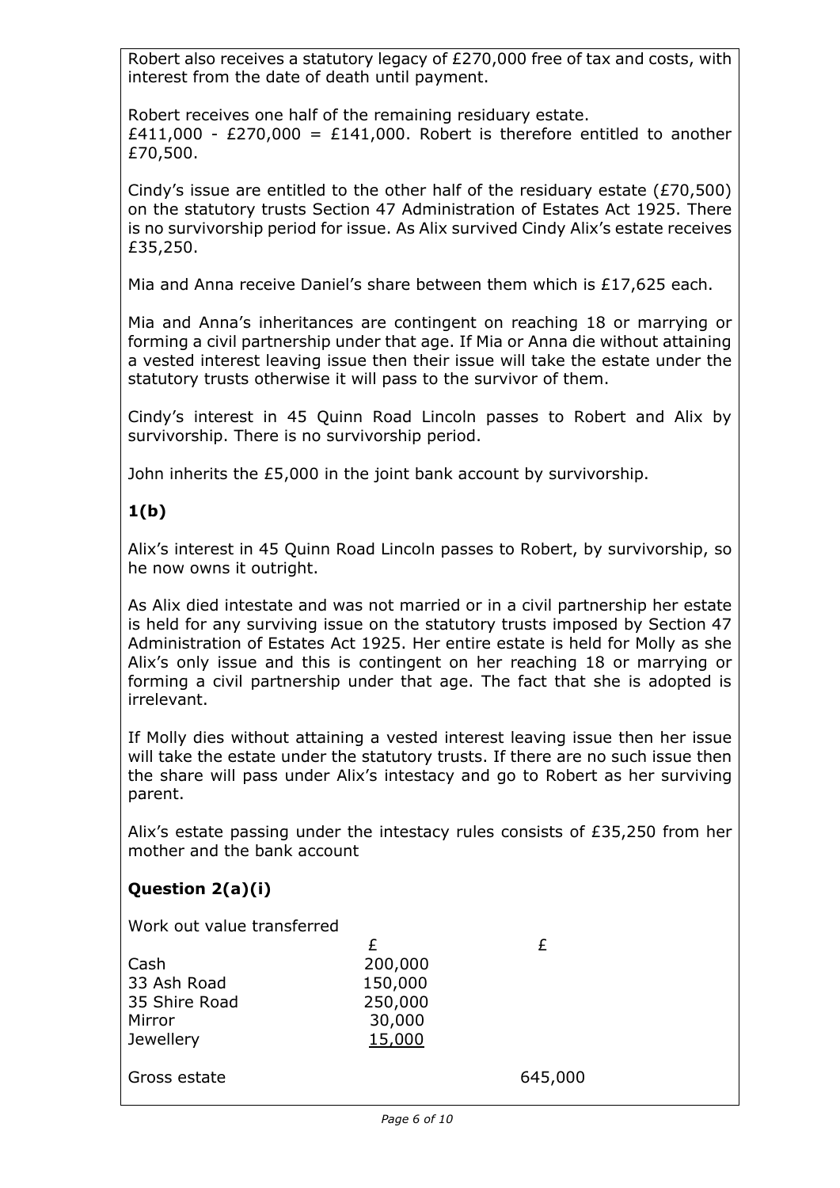Robert also receives a statutory legacy of £270,000 free of tax and costs, with interest from the date of death until payment.

Robert receives one half of the remaining residuary estate.
£411,000 - £270,000 = £141,000. Robert is therefore entitled to another £70,500.

Cindy's issue are entitled to the other half of the residuary estate (£70,500) on the statutory trusts Section 47 Administration of Estates Act 1925. There is no survivorship period for issue. As Alix survived Cindy Alix's estate receives £35,250.

Mia and Anna receive Daniel's share between them which is £17,625 each.

Mia and Anna's inheritances are contingent on reaching 18 or marrying or forming a civil partnership under that age. If Mia or Anna die without attaining a vested interest leaving issue then their issue will take the estate under the statutory trusts otherwise it will pass to the survivor of them.

Cindy's interest in 45 Quinn Road Lincoln passes to Robert and Alix by survivorship. There is no survivorship period.

John inherits the £5,000 in the joint bank account by survivorship.

**1(b)**

Alix's interest in 45 Quinn Road Lincoln passes to Robert, by survivorship, so he now owns it outright.

As Alix died intestate and was not married or in a civil partnership her estate is held for any surviving issue on the statutory trusts imposed by Section 47 Administration of Estates Act 1925. Her entire estate is held for Molly as she Alix's only issue and this is contingent on her reaching 18 or marrying or forming a civil partnership under that age. The fact that she is adopted is irrelevant.

If Molly dies without attaining a vested interest leaving issue then her issue will take the estate under the statutory trusts. If there are no such issue then the share will pass under Alix's intestacy and go to Robert as her surviving parent.

Alix's estate passing under the intestacy rules consists of £35,250 from her mother and the bank account

**Question 2(a)(i)**

Work out value transferred

| | £ | £ |
|---|---|---|
| Cash | 200,000 | |
| 33 Ash Road | 150,000 | |
| 35 Shire Road | 250,000 | |
| Mirror | 30,000 | |
| Jewellery | 15,000 | |
| Gross estate | | 645,000 |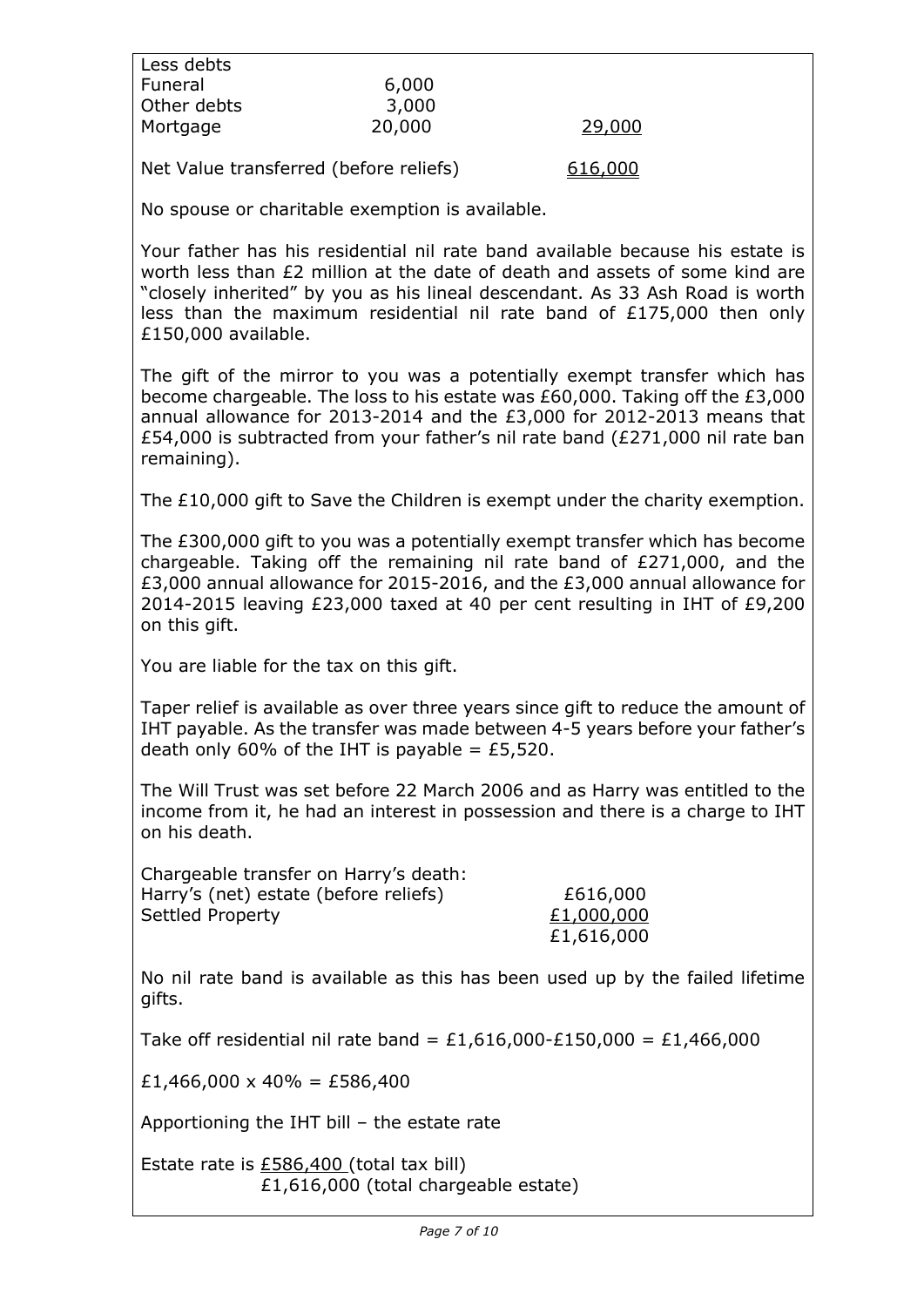| Less debts | | |
| --- | --- | --- |
| Funeral | 6,000 | |
| Other debts | 3,000 | |
| Mortgage | 20,000 | 29,000 |
| | | |
| Net Value transferred (before reliefs) | | 616,000 |

No spouse or charitable exemption is available.

Your father has his residential nil rate band available because his estate is worth less than £2 million at the date of death and assets of some kind are "closely inherited" by you as his lineal descendant. As 33 Ash Road is worth less than the maximum residential nil rate band of £175,000 then only £150,000 available.

The gift of the mirror to you was a potentially exempt transfer which has become chargeable. The loss to his estate was £60,000. Taking off the £3,000 annual allowance for 2013-2014 and the £3,000 for 2012-2013 means that £54,000 is subtracted from your father's nil rate band (£271,000 nil rate ban remaining).

The £10,000 gift to Save the Children is exempt under the charity exemption.

The £300,000 gift to you was a potentially exempt transfer which has become chargeable. Taking off the remaining nil rate band of £271,000, and the £3,000 annual allowance for 2015-2016, and the £3,000 annual allowance for 2014-2015 leaving £23,000 taxed at 40 per cent resulting in IHT of £9,200 on this gift.

You are liable for the tax on this gift.

Taper relief is available as over three years since gift to reduce the amount of IHT payable. As the transfer was made between 4-5 years before your father's death only 60% of the IHT is payable = £5,520.

The Will Trust was set before 22 March 2006 and as Harry was entitled to the income from it, he had an interest in possession and there is a charge to IHT on his death.

| Chargeable transfer on Harry's death: | |
| --- | --- |
| Harry's (net) estate (before reliefs) | £616,000 |
| Settled Property | £1,000,000 |
| | £1,616,000 |

No nil rate band is available as this has been used up by the failed lifetime gifts.

Take off residential nil rate band = £1,616,000-£150,000 = £1,466,000

£1,466,000 x 40% = £586,400

Apportioning the IHT bill – the estate rate

Estate rate is £586,400 (total tax bill)
£1,616,000 (total chargeable estate)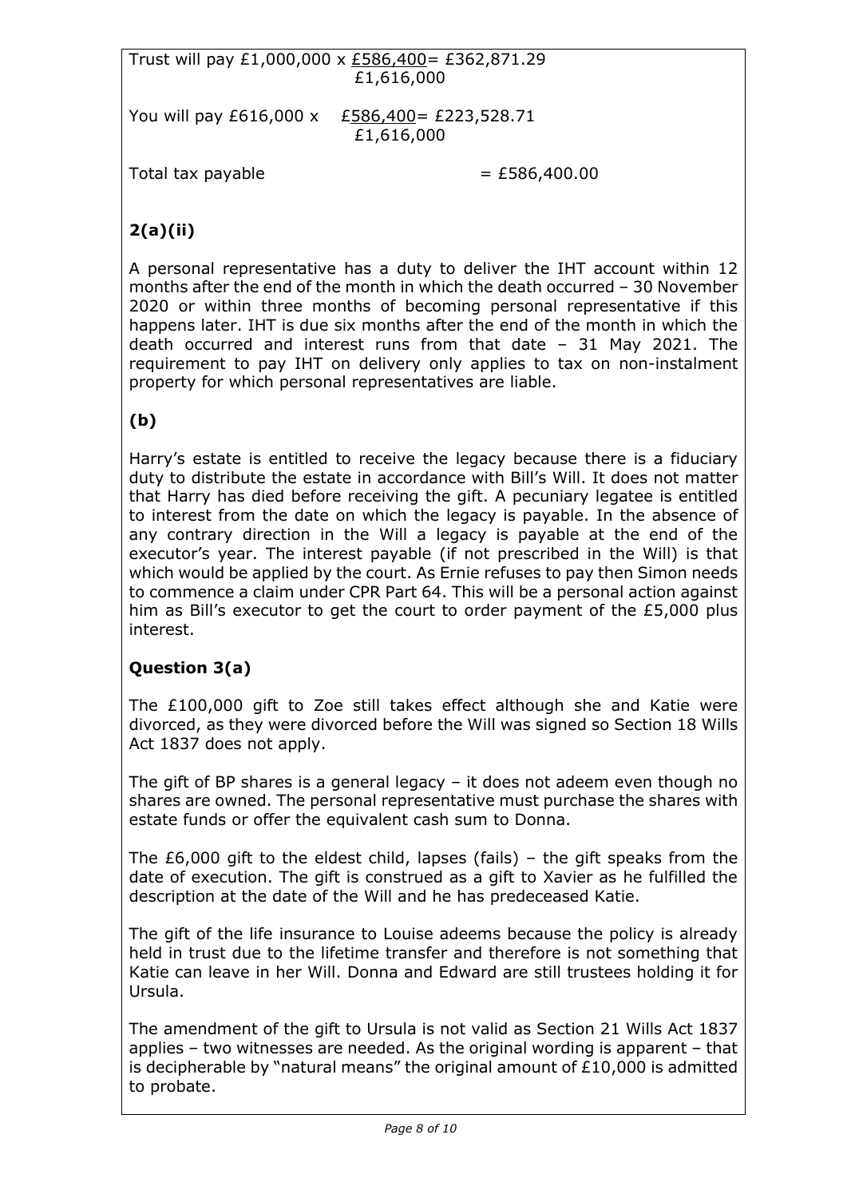Trust will pay $£1{,}000{,}000 \times \frac{£586{,}400}{£1{,}616{,}000} = £362{,}871.29$

You will pay $£616{,}000 \times \frac{£586{,}400}{£1{,}616{,}000} = £223{,}528.71$

Total tax payable = £586,400.00

## 2(a)(ii)

A personal representative has a duty to deliver the IHT account within 12 months after the end of the month in which the death occurred – 30 November 2020 or within three months of becoming personal representative if this happens later. IHT is due six months after the end of the month in which the death occurred and interest runs from that date – 31 May 2021. The requirement to pay IHT on delivery only applies to tax on non-instalment property for which personal representatives are liable.

## (b)

Harry's estate is entitled to receive the legacy because there is a fiduciary duty to distribute the estate in accordance with Bill's Will. It does not matter that Harry has died before receiving the gift. A pecuniary legatee is entitled to interest from the date on which the legacy is payable. In the absence of any contrary direction in the Will a legacy is payable at the end of the executor's year. The interest payable (if not prescribed in the Will) is that which would be applied by the court. As Ernie refuses to pay then Simon needs to commence a claim under CPR Part 64. This will be a personal action against him as Bill's executor to get the court to order payment of the £5,000 plus interest.

## Question 3(a)

The £100,000 gift to Zoe still takes effect although she and Katie were divorced, as they were divorced before the Will was signed so Section 18 Wills Act 1837 does not apply.

The gift of BP shares is a general legacy – it does not adeem even though no shares are owned. The personal representative must purchase the shares with estate funds or offer the equivalent cash sum to Donna.

The £6,000 gift to the eldest child, lapses (fails) – the gift speaks from the date of execution. The gift is construed as a gift to Xavier as he fulfilled the description at the date of the Will and he has predeceased Katie.

The gift of the life insurance to Louise adeems because the policy is already held in trust due to the lifetime transfer and therefore is not something that Katie can leave in her Will. Donna and Edward are still trustees holding it for Ursula.

The amendment of the gift to Ursula is not valid as Section 21 Wills Act 1837 applies – two witnesses are needed. As the original wording is apparent – that is decipherable by "natural means" the original amount of £10,000 is admitted to probate.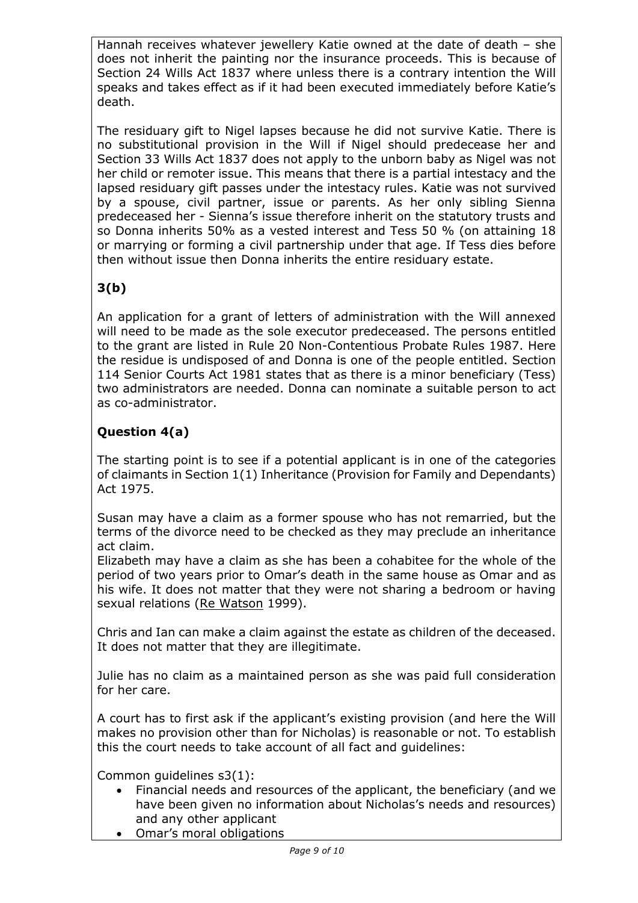Hannah receives whatever jewellery Katie owned at the date of death – she does not inherit the painting nor the insurance proceeds. This is because of Section 24 Wills Act 1837 where unless there is a contrary intention the Will speaks and takes effect as if it had been executed immediately before Katie's death.

The residuary gift to Nigel lapses because he did not survive Katie. There is no substitutional provision in the Will if Nigel should predecease her and Section 33 Wills Act 1837 does not apply to the unborn baby as Nigel was not her child or remoter issue. This means that there is a partial intestacy and the lapsed residuary gift passes under the intestacy rules. Katie was not survived by a spouse, civil partner, issue or parents. As her only sibling Sienna predeceased her - Sienna's issue therefore inherit on the statutory trusts and so Donna inherits 50% as a vested interest and Tess 50 % (on attaining 18 or marrying or forming a civil partnership under that age. If Tess dies before then without issue then Donna inherits the entire residuary estate.

## 3(b)

An application for a grant of letters of administration with the Will annexed will need to be made as the sole executor predeceased. The persons entitled to the grant are listed in Rule 20 Non-Contentious Probate Rules 1987. Here the residue is undisposed of and Donna is one of the people entitled. Section 114 Senior Courts Act 1981 states that as there is a minor beneficiary (Tess) two administrators are needed. Donna can nominate a suitable person to act as co-administrator.

## Question 4(a)

The starting point is to see if a potential applicant is in one of the categories of claimants in Section 1(1) Inheritance (Provision for Family and Dependants) Act 1975.

Susan may have a claim as a former spouse who has not remarried, but the terms of the divorce need to be checked as they may preclude an inheritance act claim.
Elizabeth may have a claim as she has been a cohabitee for the whole of the period of two years prior to Omar's death in the same house as Omar and as his wife. It does not matter that they were not sharing a bedroom or having sexual relations (<u>Re Watson</u> 1999).

Chris and Ian can make a claim against the estate as children of the deceased. It does not matter that they are illegitimate.

Julie has no claim as a maintained person as she was paid full consideration for her care.

A court has to first ask if the applicant's existing provision (and here the Will makes no provision other than for Nicholas) is reasonable or not. To establish this the court needs to take account of all fact and guidelines:

Common guidelines s3(1):

- Financial needs and resources of the applicant, the beneficiary (and we have been given no information about Nicholas's needs and resources) and any other applicant
- Omar's moral obligations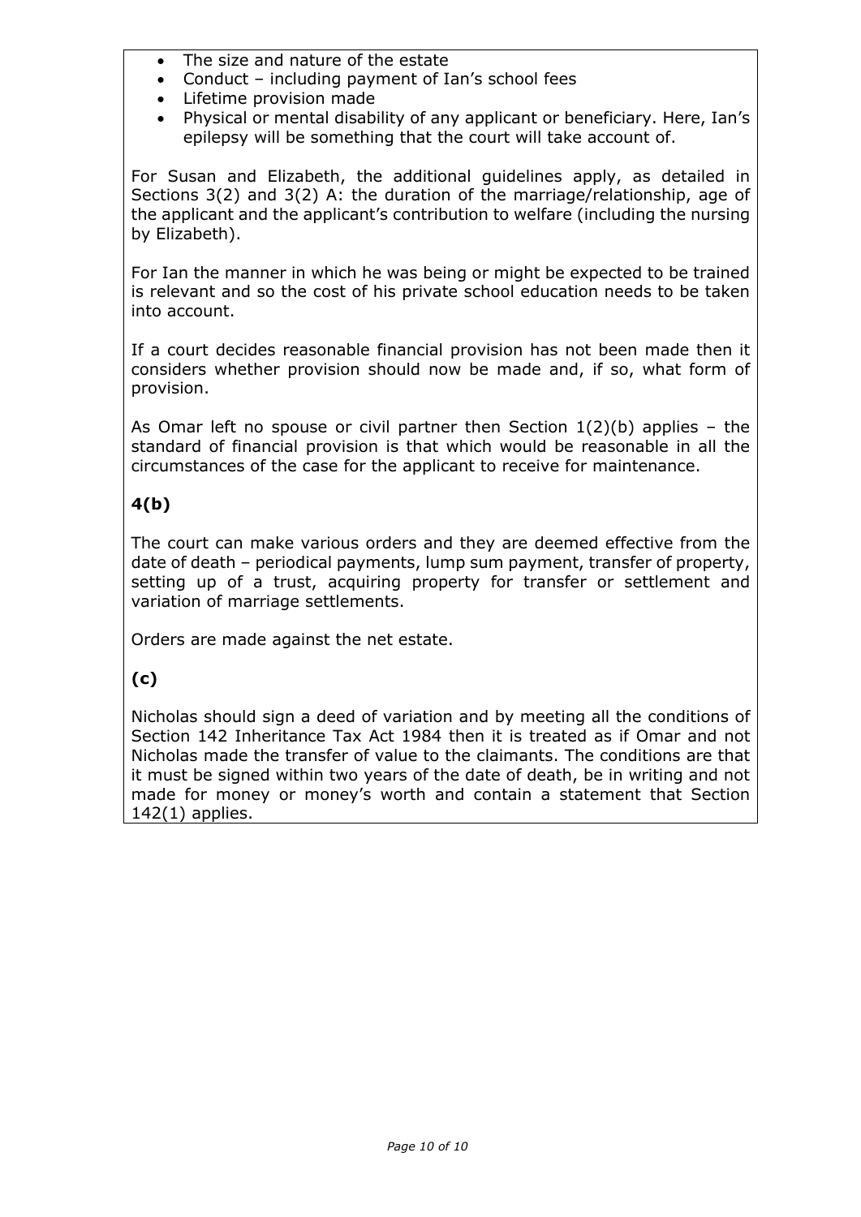- The size and nature of the estate
- Conduct – including payment of Ian's school fees
- Lifetime provision made
- Physical or mental disability of any applicant or beneficiary. Here, Ian's epilepsy will be something that the court will take account of.

For Susan and Elizabeth, the additional guidelines apply, as detailed in Sections 3(2) and 3(2) A: the duration of the marriage/relationship, age of the applicant and the applicant's contribution to welfare (including the nursing by Elizabeth).

For Ian the manner in which he was being or might be expected to be trained is relevant and so the cost of his private school education needs to be taken into account.

If a court decides reasonable financial provision has not been made then it considers whether provision should now be made and, if so, what form of provision.

As Omar left no spouse or civil partner then Section 1(2)(b) applies – the standard of financial provision is that which would be reasonable in all the circumstances of the case for the applicant to receive for maintenance.

**4(b)**

The court can make various orders and they are deemed effective from the date of death – periodical payments, lump sum payment, transfer of property, setting up of a trust, acquiring property for transfer or settlement and variation of marriage settlements.

Orders are made against the net estate.

**(c)**

Nicholas should sign a deed of variation and by meeting all the conditions of Section 142 Inheritance Tax Act 1984 then it is treated as if Omar and not Nicholas made the transfer of value to the claimants. The conditions are that it must be signed within two years of the date of death, be in writing and not made for money or money's worth and contain a statement that Section 142(1) applies.